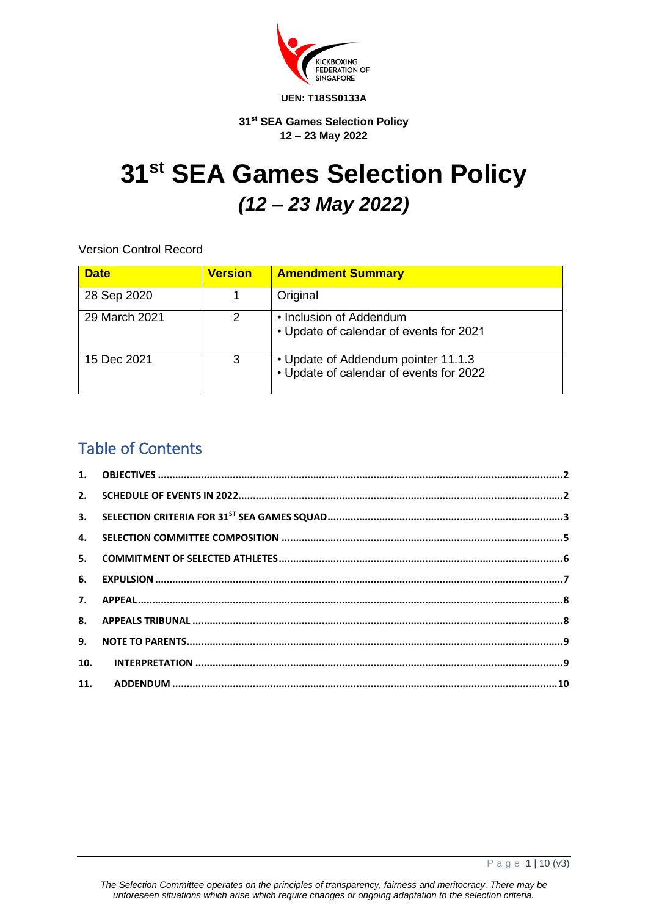KICKBOXING FEDERATION OF SINGAPORE

**UEN: T18SS0133A**

**31st SEA Games Selection Policy**
**12 – 23 May 2022**

# 31st SEA Games Selection Policy

## *(12 – 23 May 2022)*

Version Control Record

| Date | Version | Amendment Summary |
| --- | --- | --- |
| 28 Sep 2020 | 1 | Original |
| 29 March 2021 | 2 | • Inclusion of Addendum<br>• Update of calendar of events for 2021 |
| 15 Dec 2021 | 3 | • Update of Addendum pointer 11.1.3<br>• Update of calendar of events for 2022 |

## Table of Contents

1. OBJECTIVES ....................................................2
2. SCHEDULE OF EVENTS IN 2022 ....................................................2
3. SELECTION CRITERIA FOR 31ST SEA GAMES SQUAD ....................................................3
4. SELECTION COMMITTEE COMPOSITION ....................................................5
5. COMMITMENT OF SELECTED ATHLETES ....................................................6
6. EXPULSION ....................................................7
7. APPEAL ....................................................8
8. APPEALS TRIBUNAL ....................................................8
9. NOTE TO PARENTS ....................................................9
10. INTERPRETATION ....................................................9
11. ADDENDUM ....................................................10

*The Selection Committee operates on the principles of transparency, fairness and meritocracy. There may be unforeseen situations which arise which require changes or ongoing adaptation to the selection criteria.*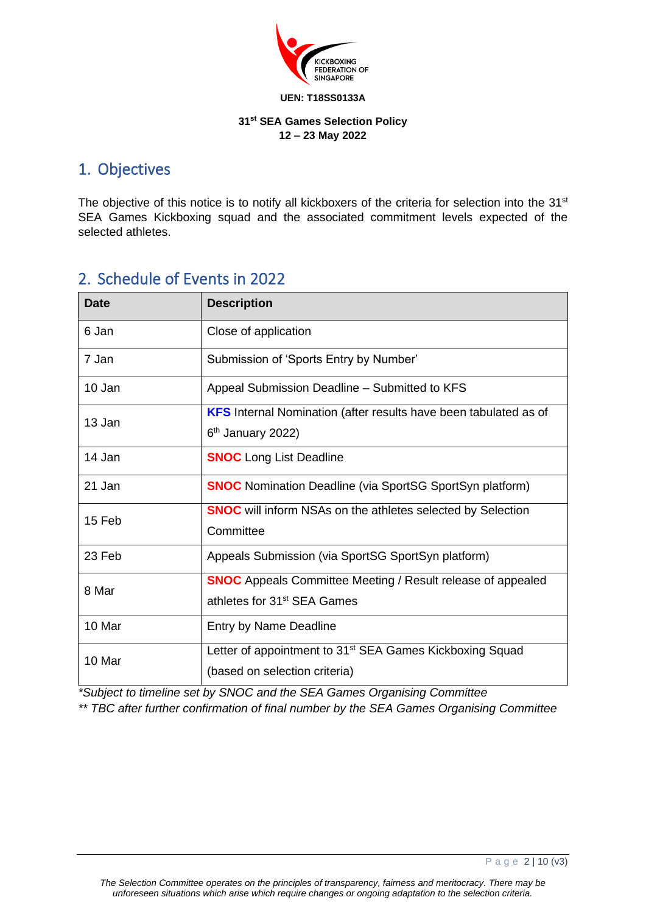**UEN: T18SS0133A**

**31st SEA Games Selection Policy**
**12 – 23 May 2022**

## 1. Objectives

The objective of this notice is to notify all kickboxers of the criteria for selection into the 31st SEA Games Kickboxing squad and the associated commitment levels expected of the selected athletes.

## 2. Schedule of Events in 2022

| Date | Description |
|---|---|
| 6 Jan | Close of application |
| 7 Jan | Submission of 'Sports Entry by Number' |
| 10 Jan | Appeal Submission Deadline – Submitted to KFS |
| 13 Jan | **KFS** Internal Nomination (after results have been tabulated as of 6th January 2022) |
| 14 Jan | **SNOC** Long List Deadline |
| 21 Jan | **SNOC** Nomination Deadline (via SportSG SportSyn platform) |
| 15 Feb | **SNOC** will inform NSAs on the athletes selected by Selection Committee |
| 23 Feb | Appeals Submission (via SportSG SportSyn platform) |
| 8 Mar | **SNOC** Appeals Committee Meeting / Result release of appealed athletes for 31st SEA Games |
| 10 Mar | Entry by Name Deadline |
| 10 Mar | Letter of appointment to 31st SEA Games Kickboxing Squad (based on selection criteria) |

*\*Subject to timeline set by SNOC and the SEA Games Organising Committee*
*\*\* TBC after further confirmation of final number by the SEA Games Organising Committee*

*The Selection Committee operates on the principles of transparency, fairness and meritocracy. There may be unforeseen situations which arise which require changes or ongoing adaptation to the selection criteria.*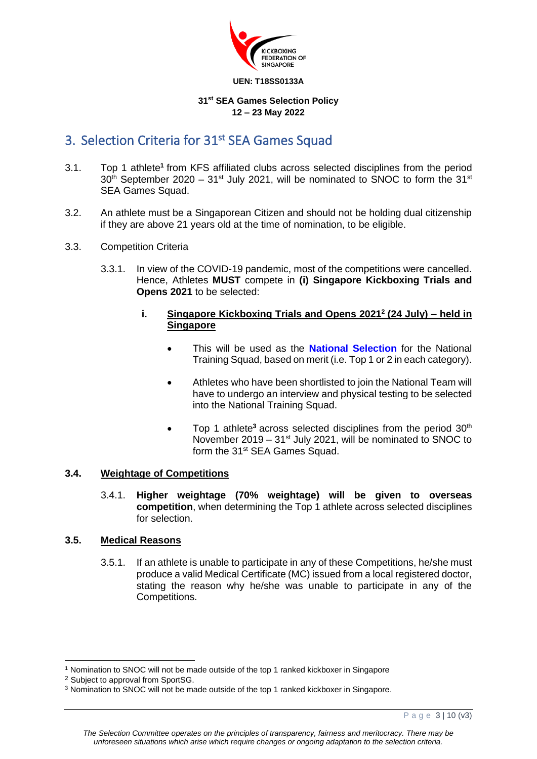KICKBOXING FEDERATION OF SINGAPORE

**UEN: T18SS0133A**

**31st SEA Games Selection Policy**
**12 – 23 May 2022**

## 3. Selection Criteria for 31st SEA Games Squad

3.1. Top 1 athlete[1] from KFS affiliated clubs across selected disciplines from the period 30th September 2020 – 31st July 2021, will be nominated to SNOC to form the 31st SEA Games Squad.

3.2. An athlete must be a Singaporean Citizen and should not be holding dual citizenship if they are above 21 years old at the time of nomination, to be eligible.

3.3. Competition Criteria

3.3.1. In view of the COVID-19 pandemic, most of the competitions were cancelled. Hence, Athletes **MUST** compete in **(i) Singapore Kickboxing Trials and Opens 2021** to be selected:

**i. Singapore Kickboxing Trials and Opens 2021[2] (24 July) – held in Singapore**

- This will be used as the **National Selection** for the National Training Squad, based on merit (i.e. Top 1 or 2 in each category).
- Athletes who have been shortlisted to join the National Team will have to undergo an interview and physical testing to be selected into the National Training Squad.
- Top 1 athlete[3] across selected disciplines from the period 30th November 2019 – 31st July 2021, will be nominated to SNOC to form the 31st SEA Games Squad.

### 3.4. Weightage of Competitions

3.4.1. **Higher weightage (70% weightage) will be given to overseas competition**, when determining the Top 1 athlete across selected disciplines for selection.

### 3.5. Medical Reasons

3.5.1. If an athlete is unable to participate in any of these Competitions, he/she must produce a valid Medical Certificate (MC) issued from a local registered doctor, stating the reason why he/she was unable to participate in any of the Competitions.

---

[1] Nomination to SNOC will not be made outside of the top 1 ranked kickboxer in Singapore

[2] Subject to approval from SportSG.

[3] Nomination to SNOC will not be made outside of the top 1 ranked kickboxer in Singapore.

*The Selection Committee operates on the principles of transparency, fairness and meritocracy. There may be unforeseen situations which arise which require changes or ongoing adaptation to the selection criteria.*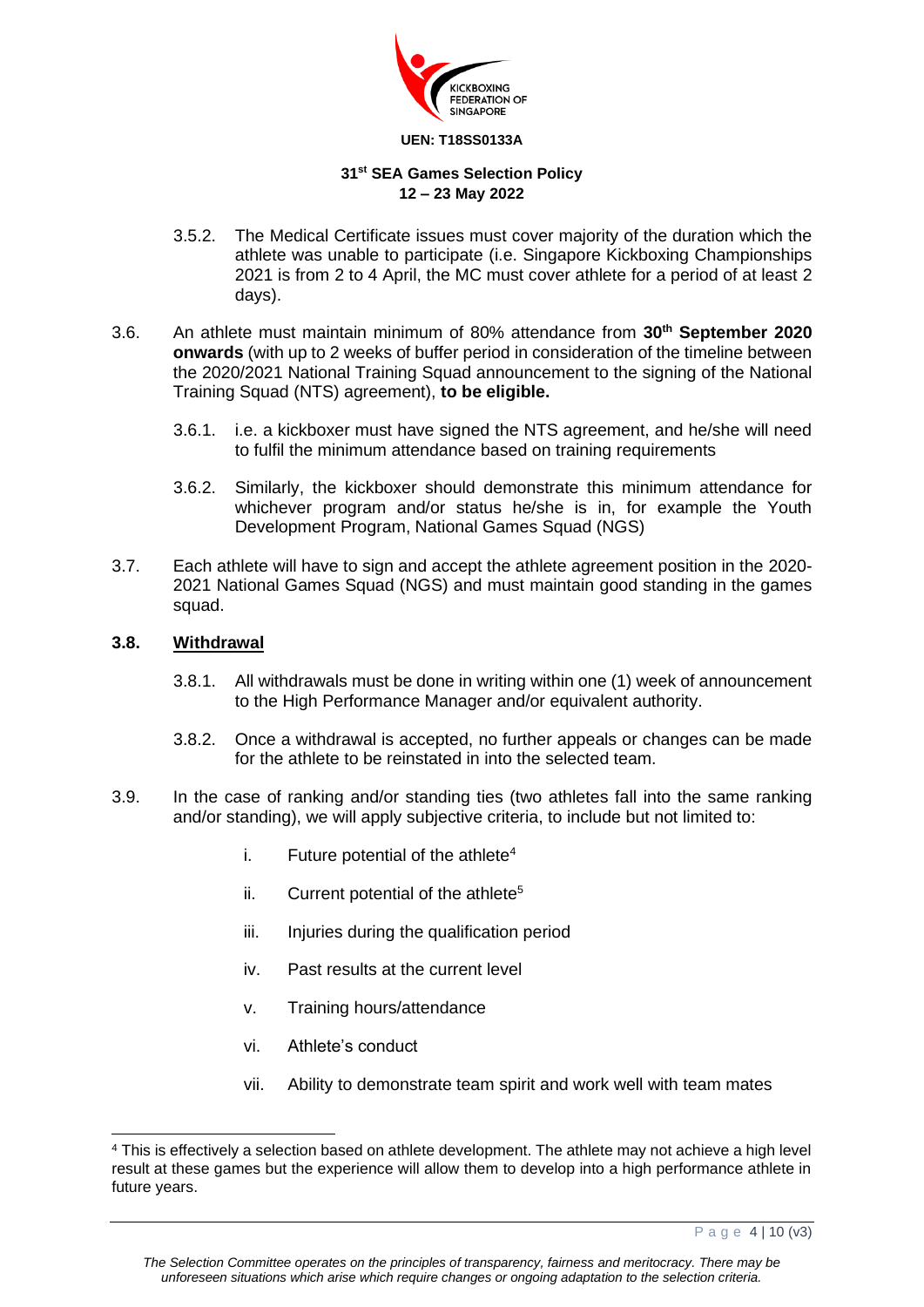3.5.2. The Medical Certificate issues must cover majority of the duration which the athlete was unable to participate (i.e. Singapore Kickboxing Championships 2021 is from 2 to 4 April, the MC must cover athlete for a period of at least 2 days).

3.6. An athlete must maintain minimum of 80% attendance from **30th September 2020 onwards** (with up to 2 weeks of buffer period in consideration of the timeline between the 2020/2021 National Training Squad announcement to the signing of the National Training Squad (NTS) agreement), **to be eligible.**

3.6.1. i.e. a kickboxer must have signed the NTS agreement, and he/she will need to fulfil the minimum attendance based on training requirements

3.6.2. Similarly, the kickboxer should demonstrate this minimum attendance for whichever program and/or status he/she is in, for example the Youth Development Program, National Games Squad (NGS)

3.7. Each athlete will have to sign and accept the athlete agreement position in the 2020-2021 National Games Squad (NGS) and must maintain good standing in the games squad.

### 3.8. Withdrawal

3.8.1. All withdrawals must be done in writing within one (1) week of announcement to the High Performance Manager and/or equivalent authority.

3.8.2. Once a withdrawal is accepted, no further appeals or changes can be made for the athlete to be reinstated in into the selected team.

3.9. In the case of ranking and/or standing ties (two athletes fall into the same ranking and/or standing), we will apply subjective criteria, to include but not limited to:

i. Future potential of the athlete[4]

ii. Current potential of the athlete[5]

iii. Injuries during the qualification period

iv. Past results at the current level

v. Training hours/attendance

vi. Athlete's conduct

vii. Ability to demonstrate team spirit and work well with team mates

---

[4] This is effectively a selection based on athlete development. The athlete may not achieve a high level result at these games but the experience will allow them to develop into a high performance athlete in future years.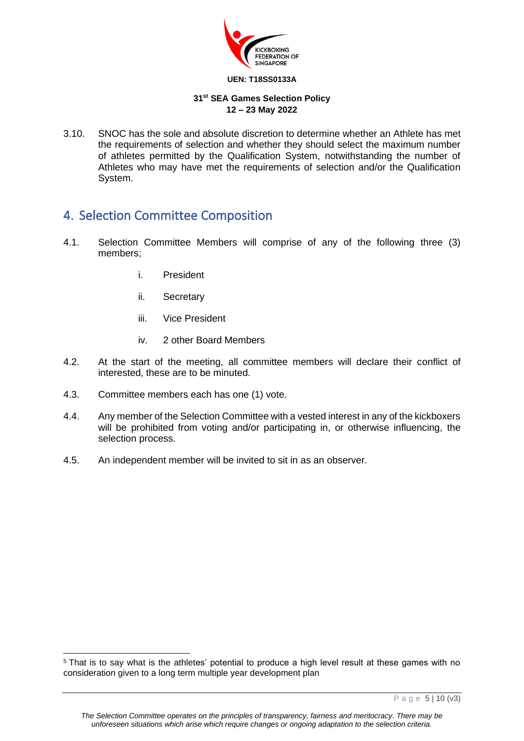3.10. SNOC has the sole and absolute discretion to determine whether an Athlete has met the requirements of selection and whether they should select the maximum number of athletes permitted by the Qualification System, notwithstanding the number of Athletes who may have met the requirements of selection and/or the Qualification System.

## 4. Selection Committee Composition

4.1. Selection Committee Members will comprise of any of the following three (3) members;

- i. President
- ii. Secretary
- iii. Vice President
- iv. 2 other Board Members

4.2. At the start of the meeting, all committee members will declare their conflict of interested, these are to be minuted.

4.3. Committee members each has one (1) vote.

4.4. Any member of the Selection Committee with a vested interest in any of the kickboxers will be prohibited from voting and/or participating in, or otherwise influencing, the selection process.

4.5. An independent member will be invited to sit in as an observer.

[5] That is to say what is the athletes' potential to produce a high level result at these games with no consideration given to a long term multiple year development plan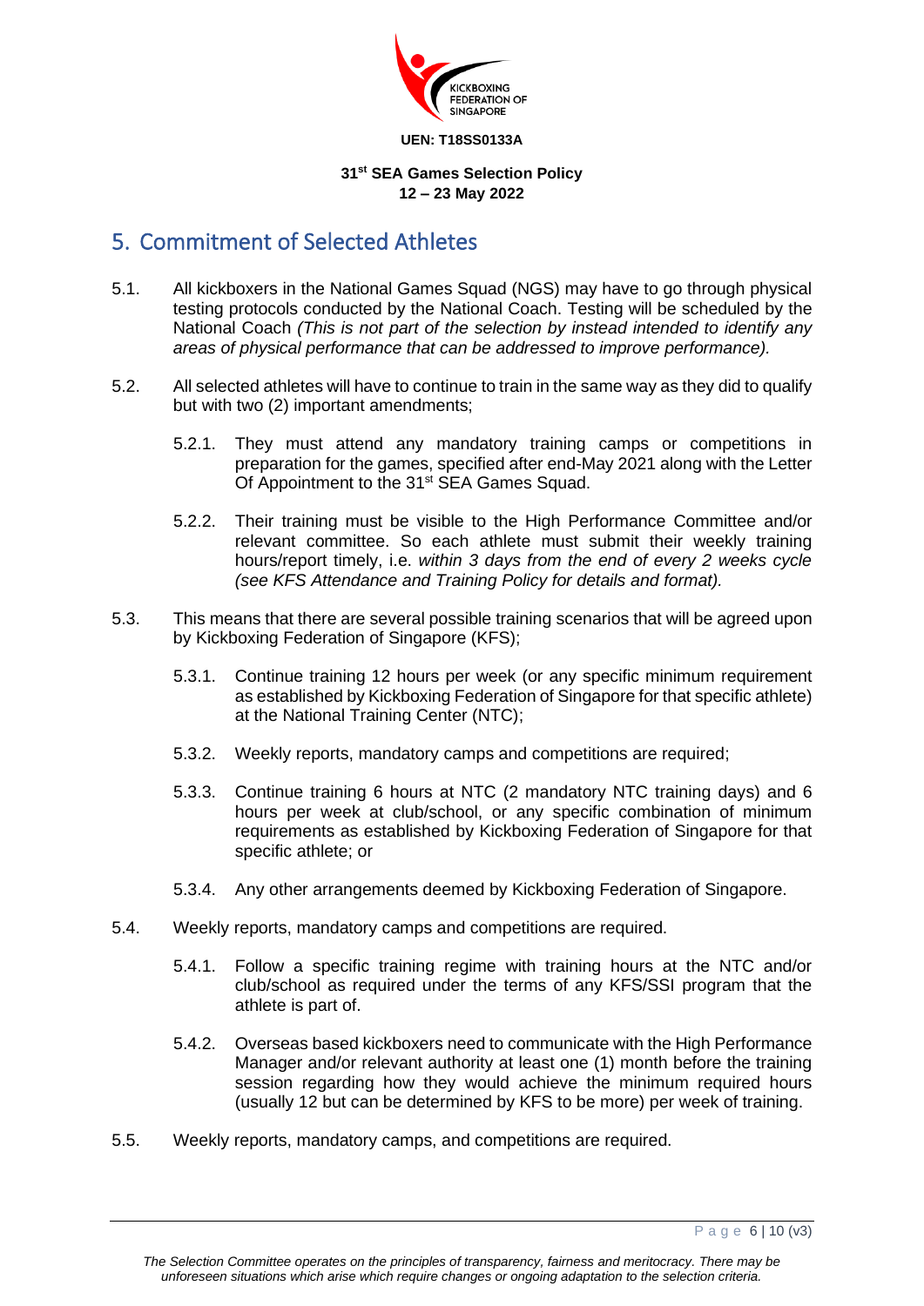**UEN: T18SS0133A**

**31st SEA Games Selection Policy**
**12 – 23 May 2022**

## 5. Commitment of Selected Athletes

5.1. All kickboxers in the National Games Squad (NGS) may have to go through physical testing protocols conducted by the National Coach. Testing will be scheduled by the National Coach *(This is not part of the selection by instead intended to identify any areas of physical performance that can be addressed to improve performance).*

5.2. All selected athletes will have to continue to train in the same way as they did to qualify but with two (2) important amendments;

5.2.1. They must attend any mandatory training camps or competitions in preparation for the games, specified after end-May 2021 along with the Letter Of Appointment to the 31st SEA Games Squad.

5.2.2. Their training must be visible to the High Performance Committee and/or relevant committee. So each athlete must submit their weekly training hours/report timely, i.e. *within 3 days from the end of every 2 weeks cycle (see KFS Attendance and Training Policy for details and format).*

5.3. This means that there are several possible training scenarios that will be agreed upon by Kickboxing Federation of Singapore (KFS);

5.3.1. Continue training 12 hours per week (or any specific minimum requirement as established by Kickboxing Federation of Singapore for that specific athlete) at the National Training Center (NTC);

5.3.2. Weekly reports, mandatory camps and competitions are required;

5.3.3. Continue training 6 hours at NTC (2 mandatory NTC training days) and 6 hours per week at club/school, or any specific combination of minimum requirements as established by Kickboxing Federation of Singapore for that specific athlete; or

5.3.4. Any other arrangements deemed by Kickboxing Federation of Singapore.

5.4. Weekly reports, mandatory camps and competitions are required.

5.4.1. Follow a specific training regime with training hours at the NTC and/or club/school as required under the terms of any KFS/SSI program that the athlete is part of.

5.4.2. Overseas based kickboxers need to communicate with the High Performance Manager and/or relevant authority at least one (1) month before the training session regarding how they would achieve the minimum required hours (usually 12 but can be determined by KFS to be more) per week of training.

5.5. Weekly reports, mandatory camps, and competitions are required.

*The Selection Committee operates on the principles of transparency, fairness and meritocracy. There may be unforeseen situations which arise which require changes or ongoing adaptation to the selection criteria.*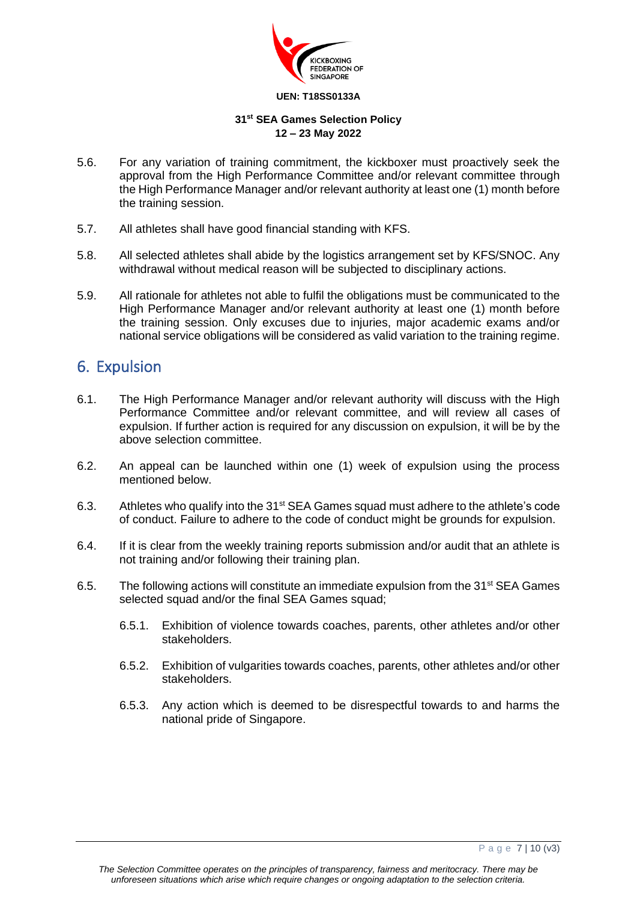- 5.6. For any variation of training commitment, the kickboxer must proactively seek the approval from the High Performance Committee and/or relevant committee through the High Performance Manager and/or relevant authority at least one (1) month before the training session.
- 5.7. All athletes shall have good financial standing with KFS.
- 5.8. All selected athletes shall abide by the logistics arrangement set by KFS/SNOC. Any withdrawal without medical reason will be subjected to disciplinary actions.
- 5.9. All rationale for athletes not able to fulfil the obligations must be communicated to the High Performance Manager and/or relevant authority at least one (1) month before the training session. Only excuses due to injuries, major academic exams and/or national service obligations will be considered as valid variation to the training regime.

## 6. Expulsion

- 6.1. The High Performance Manager and/or relevant authority will discuss with the High Performance Committee and/or relevant committee, and will review all cases of expulsion. If further action is required for any discussion on expulsion, it will be by the above selection committee.
- 6.2. An appeal can be launched within one (1) week of expulsion using the process mentioned below.
- 6.3. Athletes who qualify into the 31st SEA Games squad must adhere to the athlete's code of conduct. Failure to adhere to the code of conduct might be grounds for expulsion.
- 6.4. If it is clear from the weekly training reports submission and/or audit that an athlete is not training and/or following their training plan.
- 6.5. The following actions will constitute an immediate expulsion from the 31st SEA Games selected squad and/or the final SEA Games squad;
    - 6.5.1. Exhibition of violence towards coaches, parents, other athletes and/or other stakeholders.
    - 6.5.2. Exhibition of vulgarities towards coaches, parents, other athletes and/or other stakeholders.
    - 6.5.3. Any action which is deemed to be disrespectful towards to and harms the national pride of Singapore.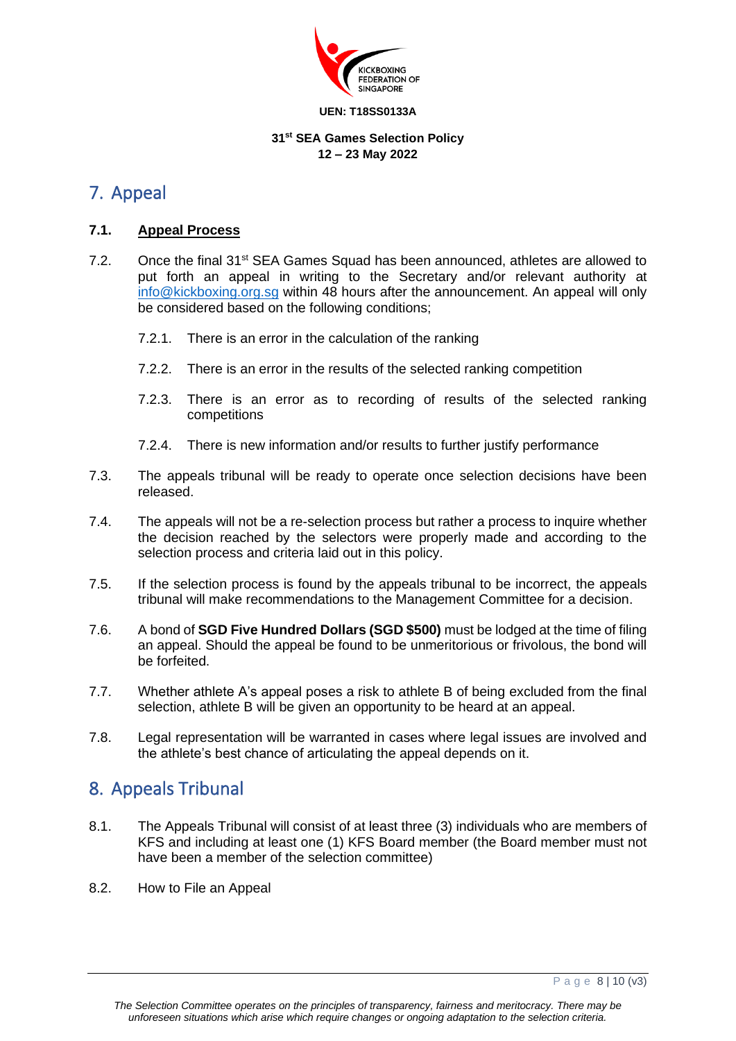# 7. Appeal

**7.1. Appeal Process**

7.2. Once the final 31st SEA Games Squad has been announced, athletes are allowed to put forth an appeal in writing to the Secretary and/or relevant authority at info@kickboxing.org.sg within 48 hours after the announcement. An appeal will only be considered based on the following conditions;

7.2.1. There is an error in the calculation of the ranking

7.2.2. There is an error in the results of the selected ranking competition

7.2.3. There is an error as to recording of results of the selected ranking competitions

7.2.4. There is new information and/or results to further justify performance

7.3. The appeals tribunal will be ready to operate once selection decisions have been released.

7.4. The appeals will not be a re-selection process but rather a process to inquire whether the decision reached by the selectors were properly made and according to the selection process and criteria laid out in this policy.

7.5. If the selection process is found by the appeals tribunal to be incorrect, the appeals tribunal will make recommendations to the Management Committee for a decision.

7.6. A bond of **SGD Five Hundred Dollars (SGD $500)** must be lodged at the time of filing an appeal. Should the appeal be found to be unmeritorious or frivolous, the bond will be forfeited.

7.7. Whether athlete A's appeal poses a risk to athlete B of being excluded from the final selection, athlete B will be given an opportunity to be heard at an appeal.

7.8. Legal representation will be warranted in cases where legal issues are involved and the athlete's best chance of articulating the appeal depends on it.

# 8. Appeals Tribunal

8.1. The Appeals Tribunal will consist of at least three (3) individuals who are members of KFS and including at least one (1) KFS Board member (the Board member must not have been a member of the selection committee)

8.2. How to File an Appeal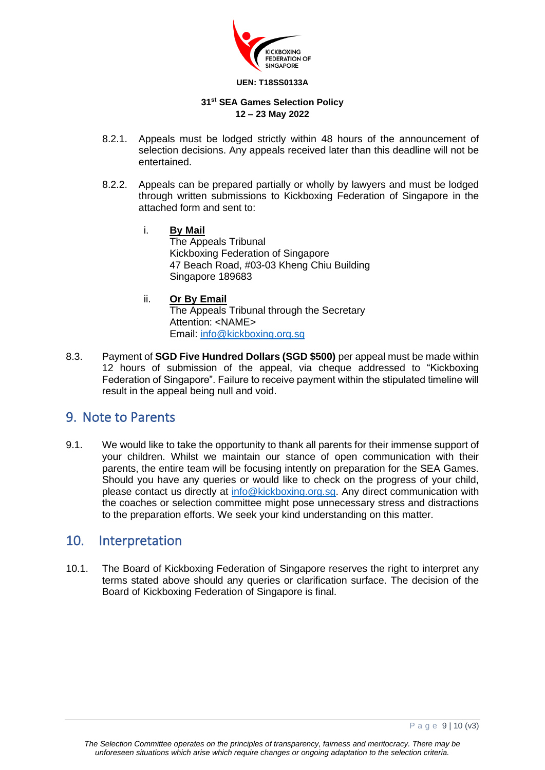8.2.1. Appeals must be lodged strictly within 48 hours of the announcement of selection decisions. Any appeals received later than this deadline will not be entertained.

8.2.2. Appeals can be prepared partially or wholly by lawyers and must be lodged through written submissions to Kickboxing Federation of Singapore in the attached form and sent to:

i. **By Mail**
The Appeals Tribunal
Kickboxing Federation of Singapore
47 Beach Road, #03-03 Kheng Chiu Building
Singapore 189683

ii. **Or By Email**
The Appeals Tribunal through the Secretary
Attention: <NAME>
Email: info@kickboxing.org.sg

8.3. Payment of **SGD Five Hundred Dollars (SGD $500)** per appeal must be made within 12 hours of submission of the appeal, via cheque addressed to "Kickboxing Federation of Singapore". Failure to receive payment within the stipulated timeline will result in the appeal being null and void.

## 9. Note to Parents

9.1. We would like to take the opportunity to thank all parents for their immense support of your children. Whilst we maintain our stance of open communication with their parents, the entire team will be focusing intently on preparation for the SEA Games. Should you have any queries or would like to check on the progress of your child, please contact us directly at info@kickboxing.org.sg. Any direct communication with the coaches or selection committee might pose unnecessary stress and distractions to the preparation efforts. We seek your kind understanding on this matter.

## 10. Interpretation

10.1. The Board of Kickboxing Federation of Singapore reserves the right to interpret any terms stated above should any queries or clarification surface. The decision of the Board of Kickboxing Federation of Singapore is final.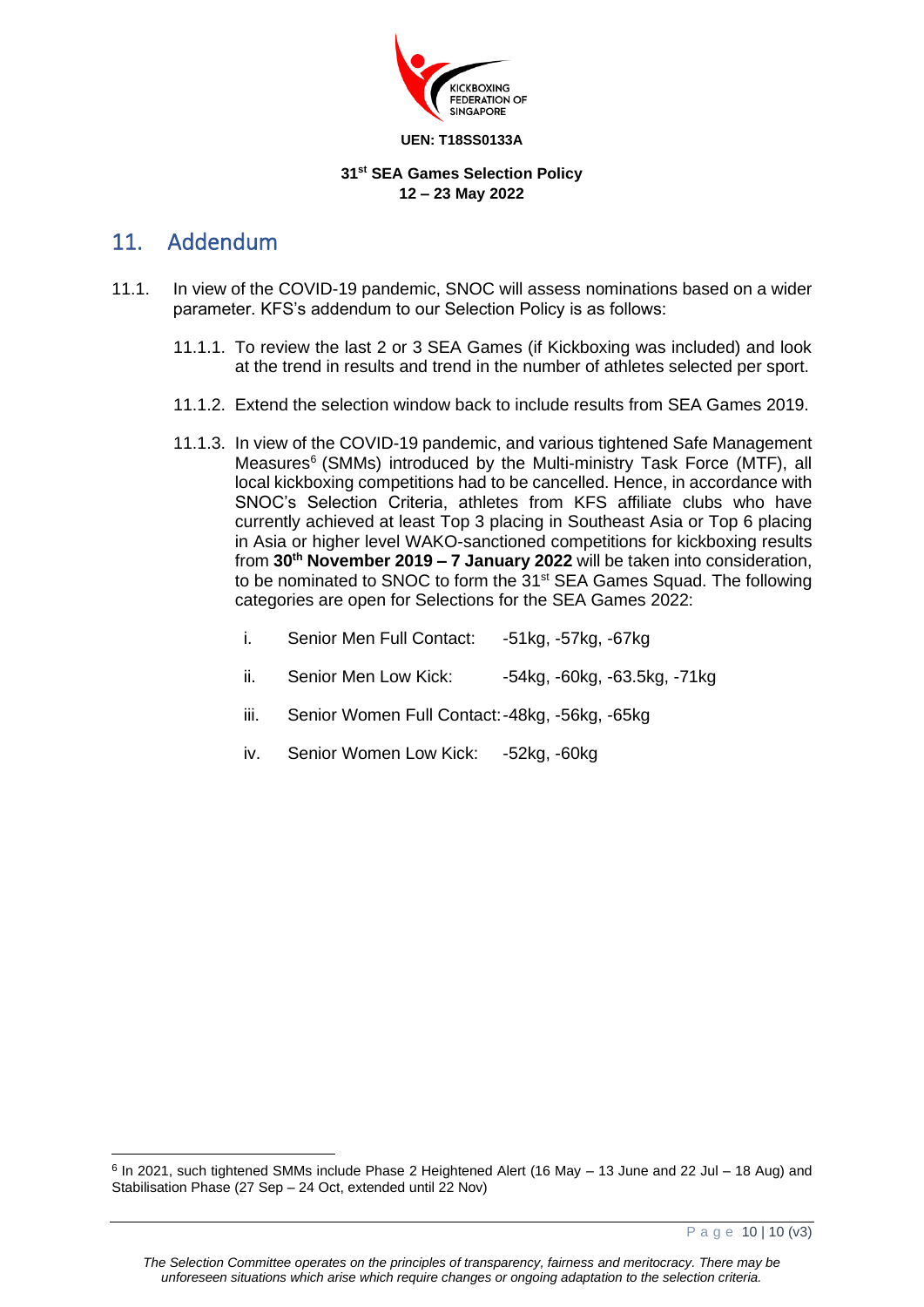UEN: T18SS0133A

**31st SEA Games Selection Policy**
**12 – 23 May 2022**

## 11. Addendum

11.1. In view of the COVID-19 pandemic, SNOC will assess nominations based on a wider parameter. KFS's addendum to our Selection Policy is as follows:

11.1.1. To review the last 2 or 3 SEA Games (if Kickboxing was included) and look at the trend in results and trend in the number of athletes selected per sport.

11.1.2. Extend the selection window back to include results from SEA Games 2019.

11.1.3. In view of the COVID-19 pandemic, and various tightened Safe Management Measures[6] (SMMs) introduced by the Multi-ministry Task Force (MTF), all local kickboxing competitions had to be cancelled. Hence, in accordance with SNOC's Selection Criteria, athletes from KFS affiliate clubs who have currently achieved at least Top 3 placing in Southeast Asia or Top 6 placing in Asia or higher level WAKO-sanctioned competitions for kickboxing results from **30th November 2019 – 7 January 2022** will be taken into consideration, to be nominated to SNOC to form the 31st SEA Games Squad. The following categories are open for Selections for the SEA Games 2022:

i. Senior Men Full Contact: -51kg, -57kg, -67kg

ii. Senior Men Low Kick: -54kg, -60kg, -63.5kg, -71kg

iii. Senior Women Full Contact: -48kg, -56kg, -65kg

iv. Senior Women Low Kick: -52kg, -60kg

[6] In 2021, such tightened SMMs include Phase 2 Heightened Alert (16 May – 13 June and 22 Jul – 18 Aug) and Stabilisation Phase (27 Sep – 24 Oct, extended until 22 Nov)

*The Selection Committee operates on the principles of transparency, fairness and meritocracy. There may be unforeseen situations which arise which require changes or ongoing adaptation to the selection criteria.*